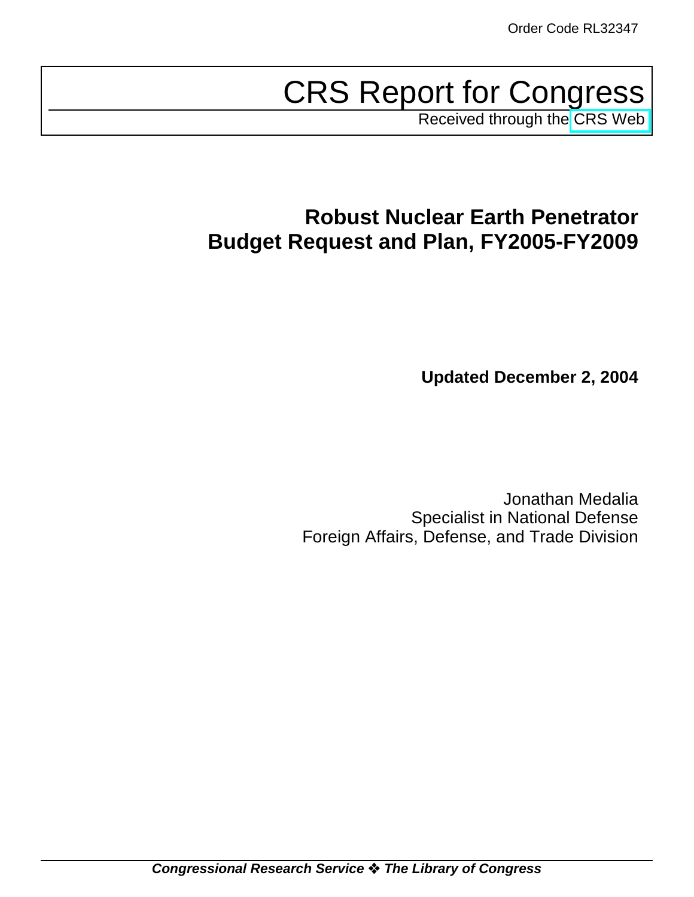Order Code RL32347

# CRS Report for Congress

Received through the CRS Web

## Robust Nuclear Earth Penetrator Budget Request and Plan, FY2005-FY2009

**Updated December 2, 2004**

Jonathan Medalia
Specialist in National Defense
Foreign Affairs, Defense, and Trade Division

***Congressional Research Service ❖ The Library of Congress***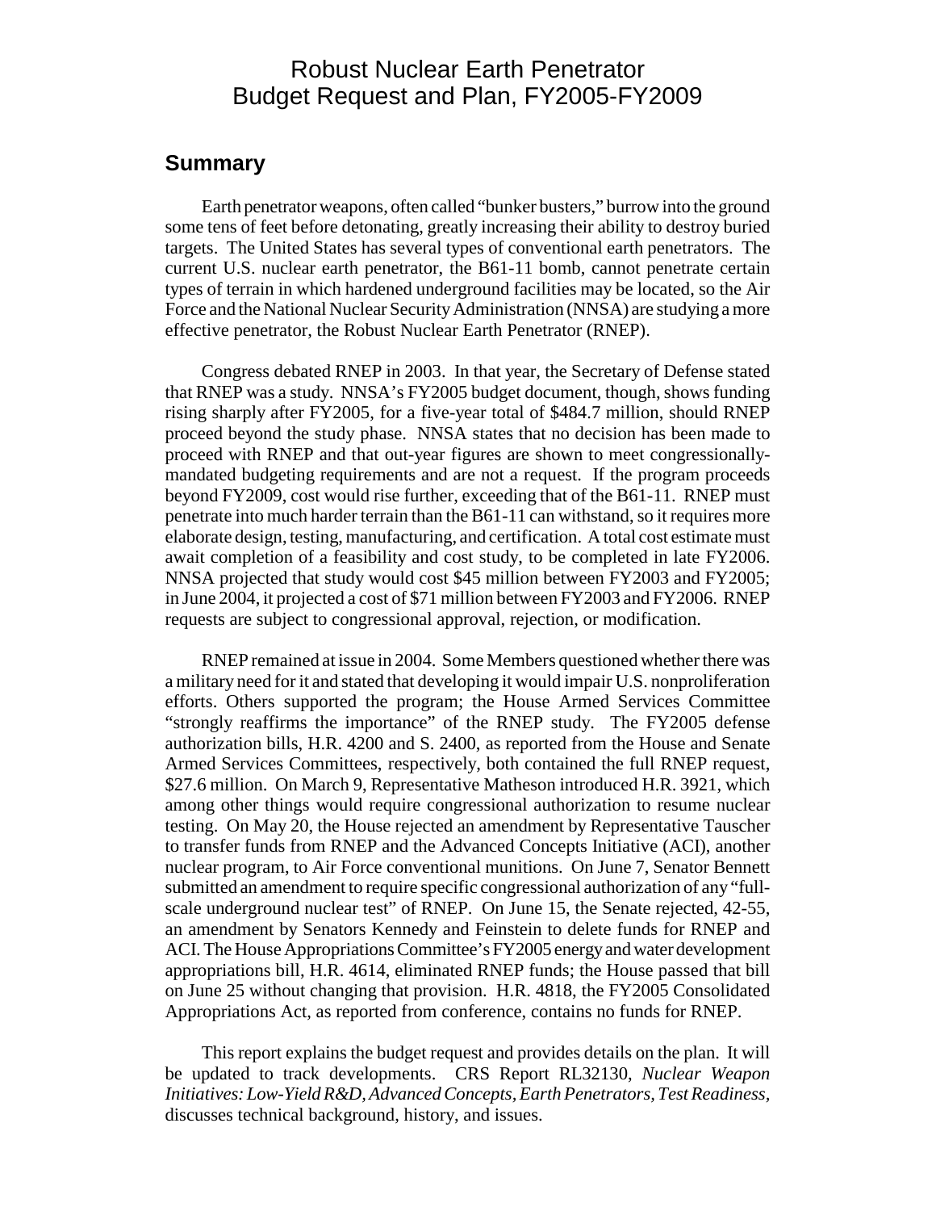# Robust Nuclear Earth Penetrator Budget Request and Plan, FY2005-FY2009

## Summary

Earth penetrator weapons, often called "bunker busters," burrow into the ground some tens of feet before detonating, greatly increasing their ability to destroy buried targets. The United States has several types of conventional earth penetrators. The current U.S. nuclear earth penetrator, the B61-11 bomb, cannot penetrate certain types of terrain in which hardened underground facilities may be located, so the Air Force and the National Nuclear Security Administration (NNSA) are studying a more effective penetrator, the Robust Nuclear Earth Penetrator (RNEP).

Congress debated RNEP in 2003. In that year, the Secretary of Defense stated that RNEP was a study. NNSA's FY2005 budget document, though, shows funding rising sharply after FY2005, for a five-year total of $484.7 million, should RNEP proceed beyond the study phase. NNSA states that no decision has been made to proceed with RNEP and that out-year figures are shown to meet congressionally-mandated budgeting requirements and are not a request. If the program proceeds beyond FY2009, cost would rise further, exceeding that of the B61-11. RNEP must penetrate into much harder terrain than the B61-11 can withstand, so it requires more elaborate design, testing, manufacturing, and certification. A total cost estimate must await completion of a feasibility and cost study, to be completed in late FY2006. NNSA projected that study would cost $45 million between FY2003 and FY2005; in June 2004, it projected a cost of $71 million between FY2003 and FY2006. RNEP requests are subject to congressional approval, rejection, or modification.

RNEP remained at issue in 2004. Some Members questioned whether there was a military need for it and stated that developing it would impair U.S. nonproliferation efforts. Others supported the program; the House Armed Services Committee "strongly reaffirms the importance" of the RNEP study. The FY2005 defense authorization bills, H.R. 4200 and S. 2400, as reported from the House and Senate Armed Services Committees, respectively, both contained the full RNEP request, $27.6 million. On March 9, Representative Matheson introduced H.R. 3921, which among other things would require congressional authorization to resume nuclear testing. On May 20, the House rejected an amendment by Representative Tauscher to transfer funds from RNEP and the Advanced Concepts Initiative (ACI), another nuclear program, to Air Force conventional munitions. On June 7, Senator Bennett submitted an amendment to require specific congressional authorization of any "full-scale underground nuclear test" of RNEP. On June 15, the Senate rejected, 42-55, an amendment by Senators Kennedy and Feinstein to delete funds for RNEP and ACI. The House Appropriations Committee's FY2005 energy and water development appropriations bill, H.R. 4614, eliminated RNEP funds; the House passed that bill on June 25 without changing that provision. H.R. 4818, the FY2005 Consolidated Appropriations Act, as reported from conference, contains no funds for RNEP.

This report explains the budget request and provides details on the plan. It will be updated to track developments. CRS Report RL32130, *Nuclear Weapon Initiatives: Low-Yield R&D, Advanced Concepts, Earth Penetrators, Test Readiness*, discusses technical background, history, and issues.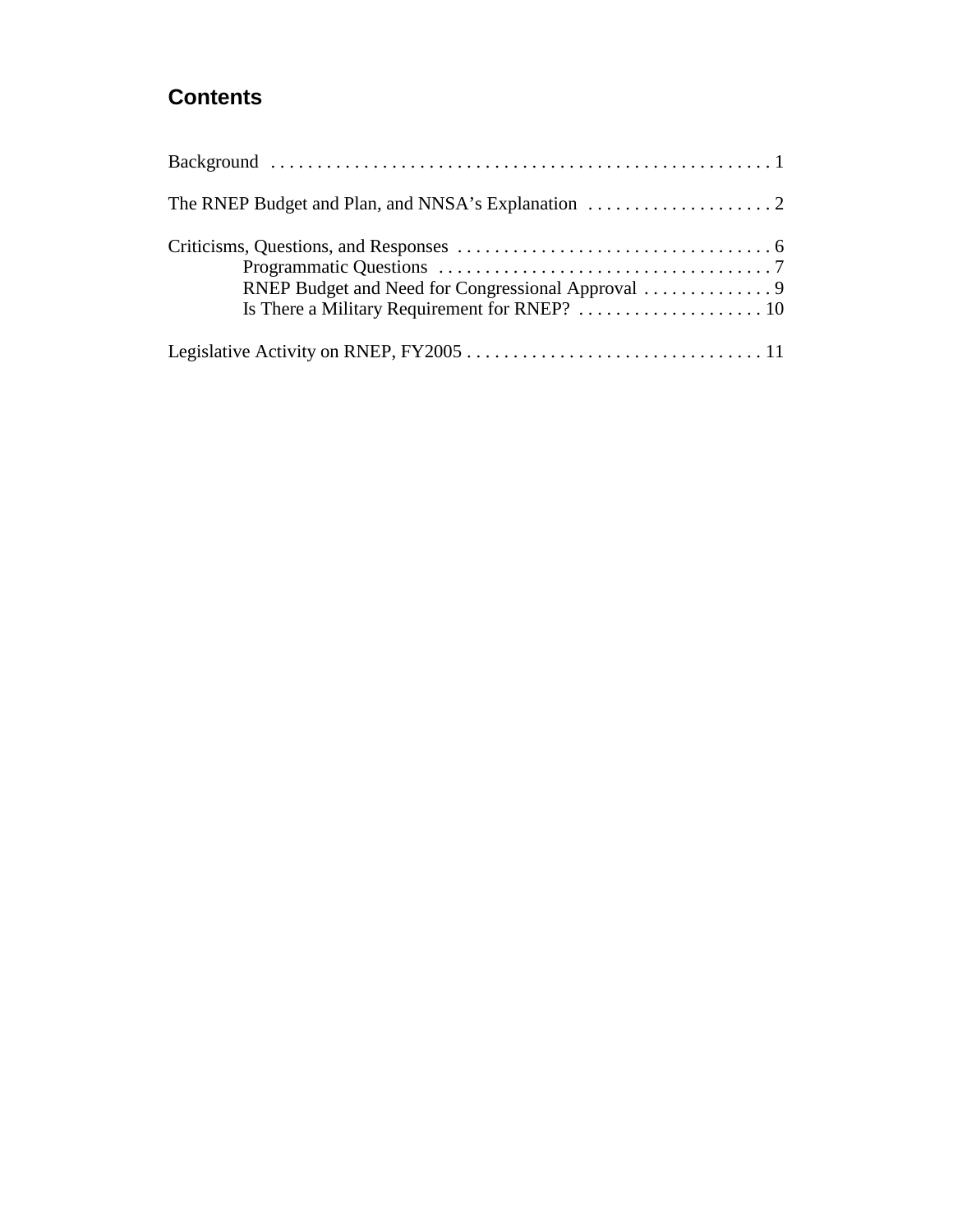## Contents

Background . . . . . . . . . . . . . . . . . . . . . . . . . . . . . . . . . . . . . . . . . . . . . . . . . . . . . 1

The RNEP Budget and Plan, and NNSA's Explanation . . . . . . . . . . . . . . . . . . . . 2

Criticisms, Questions, and Responses . . . . . . . . . . . . . . . . . . . . . . . . . . . . . . . . . . 6
- Programmatic Questions . . . . . . . . . . . . . . . . . . . . . . . . . . . . . . . . . . . . 7
- RNEP Budget and Need for Congressional Approval . . . . . . . . . . . . . . 9
- Is There a Military Requirement for RNEP? . . . . . . . . . . . . . . . . . . . . 10

Legislative Activity on RNEP, FY2005 . . . . . . . . . . . . . . . . . . . . . . . . . . . . . . . . 11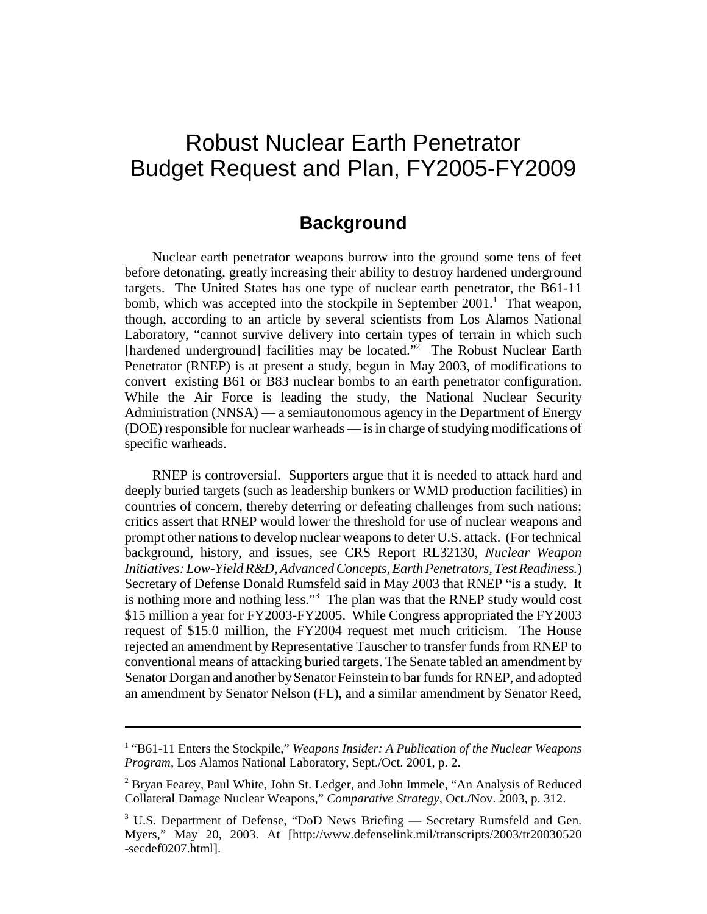# Robust Nuclear Earth Penetrator Budget Request and Plan, FY2005-FY2009

## Background

Nuclear earth penetrator weapons burrow into the ground some tens of feet before detonating, greatly increasing their ability to destroy hardened underground targets. The United States has one type of nuclear earth penetrator, the B61-11 bomb, which was accepted into the stockpile in September 2001.[1] That weapon, though, according to an article by several scientists from Los Alamos National Laboratory, "cannot survive delivery into certain types of terrain in which such [hardened underground] facilities may be located."[2] The Robust Nuclear Earth Penetrator (RNEP) is at present a study, begun in May 2003, of modifications to convert existing B61 or B83 nuclear bombs to an earth penetrator configuration. While the Air Force is leading the study, the National Nuclear Security Administration (NNSA) — a semiautonomous agency in the Department of Energy (DOE) responsible for nuclear warheads — is in charge of studying modifications of specific warheads.

RNEP is controversial. Supporters argue that it is needed to attack hard and deeply buried targets (such as leadership bunkers or WMD production facilities) in countries of concern, thereby deterring or defeating challenges from such nations; critics assert that RNEP would lower the threshold for use of nuclear weapons and prompt other nations to develop nuclear weapons to deter U.S. attack. (For technical background, history, and issues, see CRS Report RL32130, *Nuclear Weapon Initiatives: Low-Yield R&D, Advanced Concepts, Earth Penetrators, Test Readiness.*) Secretary of Defense Donald Rumsfeld said in May 2003 that RNEP "is a study. It is nothing more and nothing less."[3] The plan was that the RNEP study would cost \$15 million a year for FY2003-FY2005. While Congress appropriated the FY2003 request of \$15.0 million, the FY2004 request met much criticism. The House rejected an amendment by Representative Tauscher to transfer funds from RNEP to conventional means of attacking buried targets. The Senate tabled an amendment by Senator Dorgan and another by Senator Feinstein to bar funds for RNEP, and adopted an amendment by Senator Nelson (FL), and a similar amendment by Senator Reed,

---

[1] "B61-11 Enters the Stockpile," *Weapons Insider: A Publication of the Nuclear Weapons Program*, Los Alamos National Laboratory, Sept./Oct. 2001, p. 2.

[2] Bryan Fearey, Paul White, John St. Ledger, and John Immele, "An Analysis of Reduced Collateral Damage Nuclear Weapons," *Comparative Strategy*, Oct./Nov. 2003, p. 312.

[3] U.S. Department of Defense, "DoD News Briefing — Secretary Rumsfeld and Gen. Myers," May 20, 2003. At [http://www.defenselink.mil/transcripts/2003/tr20030520-secdef0207.html].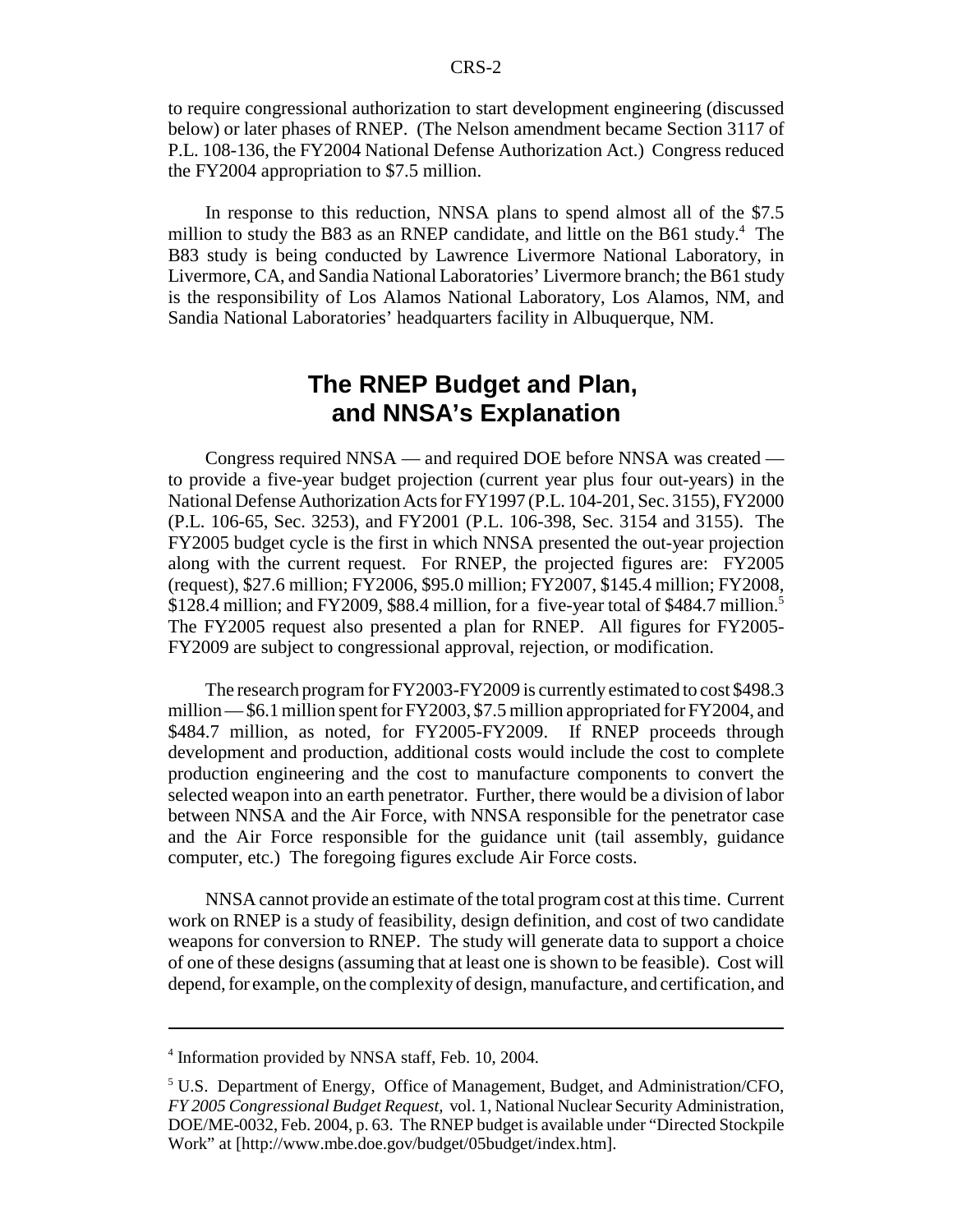to require congressional authorization to start development engineering (discussed below) or later phases of RNEP. (The Nelson amendment became Section 3117 of P.L. 108-136, the FY2004 National Defense Authorization Act.) Congress reduced the FY2004 appropriation to $7.5 million.

In response to this reduction, NNSA plans to spend almost all of the $7.5 million to study the B83 as an RNEP candidate, and little on the B61 study.[4] The B83 study is being conducted by Lawrence Livermore National Laboratory, in Livermore, CA, and Sandia National Laboratories' Livermore branch; the B61 study is the responsibility of Los Alamos National Laboratory, Los Alamos, NM, and Sandia National Laboratories' headquarters facility in Albuquerque, NM.

## The RNEP Budget and Plan, and NNSA's Explanation

Congress required NNSA — and required DOE before NNSA was created — to provide a five-year budget projection (current year plus four out-years) in the National Defense Authorization Acts for FY1997 (P.L. 104-201, Sec. 3155), FY2000 (P.L. 106-65, Sec. 3253), and FY2001 (P.L. 106-398, Sec. 3154 and 3155). The FY2005 budget cycle is the first in which NNSA presented the out-year projection along with the current request. For RNEP, the projected figures are: FY2005 (request), $27.6 million; FY2006, $95.0 million; FY2007, $145.4 million; FY2008, $128.4 million; and FY2009, $88.4 million, for a five-year total of $484.7 million.[5] The FY2005 request also presented a plan for RNEP. All figures for FY2005-FY2009 are subject to congressional approval, rejection, or modification.

The research program for FY2003-FY2009 is currently estimated to cost $498.3 million — $6.1 million spent for FY2003, $7.5 million appropriated for FY2004, and $484.7 million, as noted, for FY2005-FY2009. If RNEP proceeds through development and production, additional costs would include the cost to complete production engineering and the cost to manufacture components to convert the selected weapon into an earth penetrator. Further, there would be a division of labor between NNSA and the Air Force, with NNSA responsible for the penetrator case and the Air Force responsible for the guidance unit (tail assembly, guidance computer, etc.) The foregoing figures exclude Air Force costs.

NNSA cannot provide an estimate of the total program cost at this time. Current work on RNEP is a study of feasibility, design definition, and cost of two candidate weapons for conversion to RNEP. The study will generate data to support a choice of one of these designs (assuming that at least one is shown to be feasible). Cost will depend, for example, on the complexity of design, manufacture, and certification, and

---

[4] Information provided by NNSA staff, Feb. 10, 2004.

[5] U.S. Department of Energy, Office of Management, Budget, and Administration/CFO, *FY 2005 Congressional Budget Request*, vol. 1, National Nuclear Security Administration, DOE/ME-0032, Feb. 2004, p. 63. The RNEP budget is available under "Directed Stockpile Work" at [http://www.mbe.doe.gov/budget/05budget/index.htm].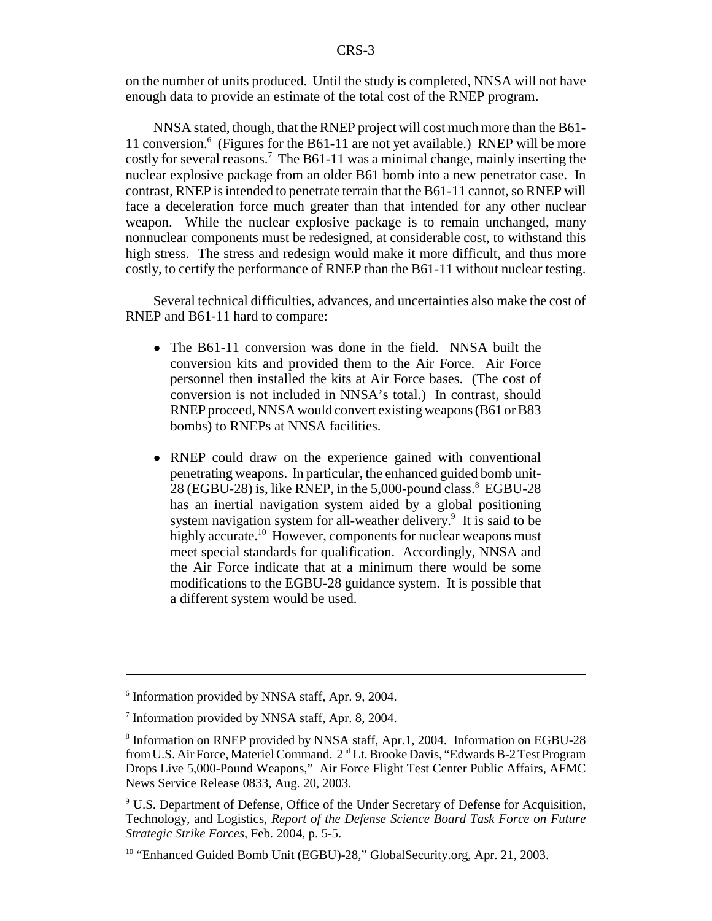on the number of units produced. Until the study is completed, NNSA will not have enough data to provide an estimate of the total cost of the RNEP program.

NNSA stated, though, that the RNEP project will cost much more than the B61-11 conversion.[6] (Figures for the B61-11 are not yet available.) RNEP will be more costly for several reasons.[7] The B61-11 was a minimal change, mainly inserting the nuclear explosive package from an older B61 bomb into a new penetrator case. In contrast, RNEP is intended to penetrate terrain that the B61-11 cannot, so RNEP will face a deceleration force much greater than that intended for any other nuclear weapon. While the nuclear explosive package is to remain unchanged, many nonnuclear components must be redesigned, at considerable cost, to withstand this high stress. The stress and redesign would make it more difficult, and thus more costly, to certify the performance of RNEP than the B61-11 without nuclear testing.

Several technical difficulties, advances, and uncertainties also make the cost of RNEP and B61-11 hard to compare:

- The B61-11 conversion was done in the field. NNSA built the conversion kits and provided them to the Air Force. Air Force personnel then installed the kits at Air Force bases. (The cost of conversion is not included in NNSA's total.) In contrast, should RNEP proceed, NNSA would convert existing weapons (B61 or B83 bombs) to RNEPs at NNSA facilities.
- RNEP could draw on the experience gained with conventional penetrating weapons. In particular, the enhanced guided bomb unit-28 (EGBU-28) is, like RNEP, in the 5,000-pound class.[8] EGBU-28 has an inertial navigation system aided by a global positioning system navigation system for all-weather delivery.[9] It is said to be highly accurate.[10] However, components for nuclear weapons must meet special standards for qualification. Accordingly, NNSA and the Air Force indicate that at a minimum there would be some modifications to the EGBU-28 guidance system. It is possible that a different system would be used.

---

[6] Information provided by NNSA staff, Apr. 9, 2004.

[7] Information provided by NNSA staff, Apr. 8, 2004.

[8] Information on RNEP provided by NNSA staff, Apr.1, 2004. Information on EGBU-28 from U.S. Air Force, Materiel Command. 2nd Lt. Brooke Davis, "Edwards B-2 Test Program Drops Live 5,000-Pound Weapons," Air Force Flight Test Center Public Affairs, AFMC News Service Release 0833, Aug. 20, 2003.

[9] U.S. Department of Defense, Office of the Under Secretary of Defense for Acquisition, Technology, and Logistics, *Report of the Defense Science Board Task Force on Future Strategic Strike Forces*, Feb. 2004, p. 5-5.

[10] "Enhanced Guided Bomb Unit (EGBU)-28," GlobalSecurity.org, Apr. 21, 2003.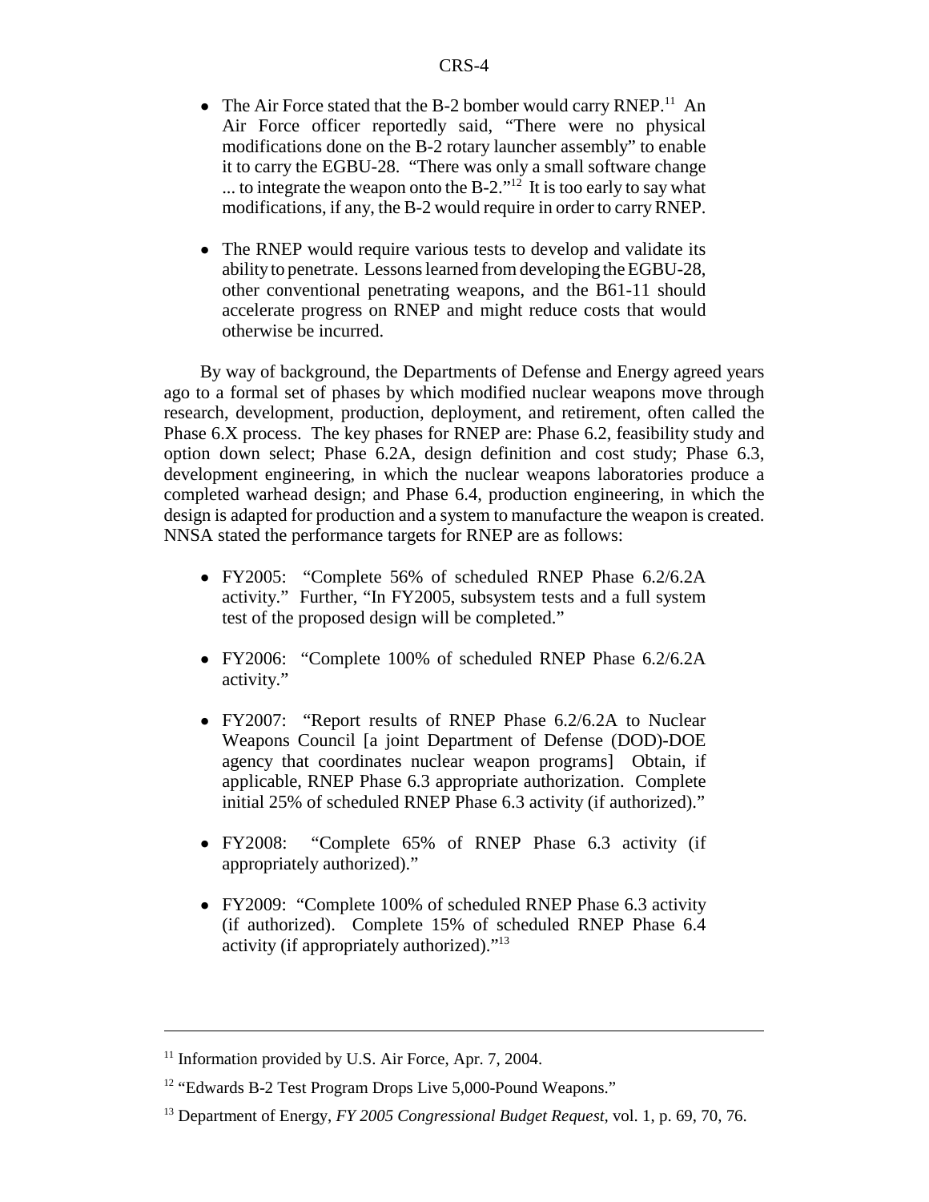- The Air Force stated that the B-2 bomber would carry RNEP.[11] An Air Force officer reportedly said, "There were no physical modifications done on the B-2 rotary launcher assembly" to enable it to carry the EGBU-28. "There was only a small software change ... to integrate the weapon onto the B-2."[12] It is too early to say what modifications, if any, the B-2 would require in order to carry RNEP.

- The RNEP would require various tests to develop and validate its ability to penetrate. Lessons learned from developing the EGBU-28, other conventional penetrating weapons, and the B61-11 should accelerate progress on RNEP and might reduce costs that would otherwise be incurred.

By way of background, the Departments of Defense and Energy agreed years ago to a formal set of phases by which modified nuclear weapons move through research, development, production, deployment, and retirement, often called the Phase 6.X process. The key phases for RNEP are: Phase 6.2, feasibility study and option down select; Phase 6.2A, design definition and cost study; Phase 6.3, development engineering, in which the nuclear weapons laboratories produce a completed warhead design; and Phase 6.4, production engineering, in which the design is adapted for production and a system to manufacture the weapon is created. NNSA stated the performance targets for RNEP are as follows:

- FY2005: "Complete 56% of scheduled RNEP Phase 6.2/6.2A activity." Further, "In FY2005, subsystem tests and a full system test of the proposed design will be completed."

- FY2006: "Complete 100% of scheduled RNEP Phase 6.2/6.2A activity."

- FY2007: "Report results of RNEP Phase 6.2/6.2A to Nuclear Weapons Council [a joint Department of Defense (DOD)-DOE agency that coordinates nuclear weapon programs] Obtain, if applicable, RNEP Phase 6.3 appropriate authorization. Complete initial 25% of scheduled RNEP Phase 6.3 activity (if authorized)."

- FY2008: "Complete 65% of RNEP Phase 6.3 activity (if appropriately authorized)."

- FY2009: "Complete 100% of scheduled RNEP Phase 6.3 activity (if authorized). Complete 15% of scheduled RNEP Phase 6.4 activity (if appropriately authorized)."[13]

---

[11] Information provided by U.S. Air Force, Apr. 7, 2004.

[12] "Edwards B-2 Test Program Drops Live 5,000-Pound Weapons."

[13] Department of Energy, *FY 2005 Congressional Budget Request*, vol. 1, p. 69, 70, 76.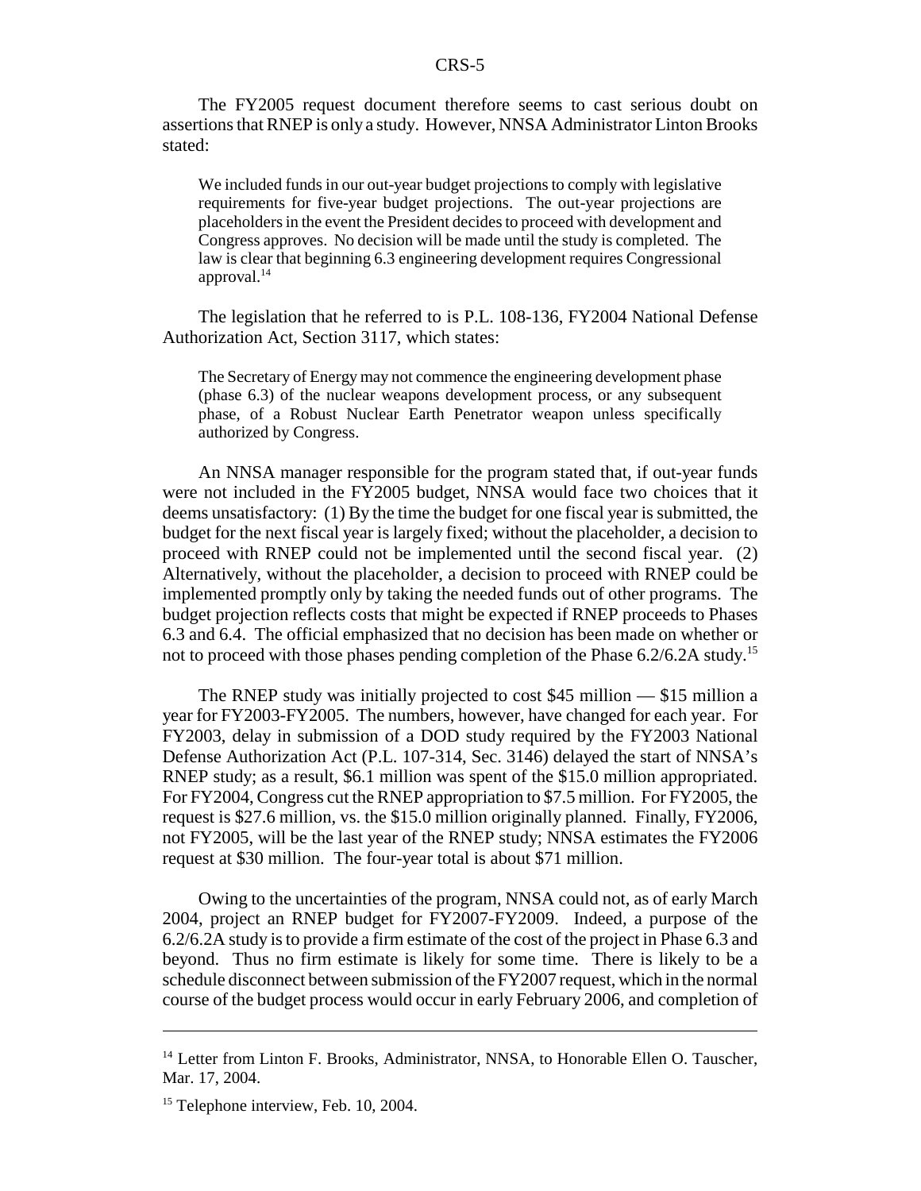The FY2005 request document therefore seems to cast serious doubt on assertions that RNEP is only a study. However, NNSA Administrator Linton Brooks stated:

> We included funds in our out-year budget projections to comply with legislative requirements for five-year budget projections. The out-year projections are placeholders in the event the President decides to proceed with development and Congress approves. No decision will be made until the study is completed. The law is clear that beginning 6.3 engineering development requires Congressional approval.[14]

The legislation that he referred to is P.L. 108-136, FY2004 National Defense Authorization Act, Section 3117, which states:

> The Secretary of Energy may not commence the engineering development phase (phase 6.3) of the nuclear weapons development process, or any subsequent phase, of a Robust Nuclear Earth Penetrator weapon unless specifically authorized by Congress.

An NNSA manager responsible for the program stated that, if out-year funds were not included in the FY2005 budget, NNSA would face two choices that it deems unsatisfactory: (1) By the time the budget for one fiscal year is submitted, the budget for the next fiscal year is largely fixed; without the placeholder, a decision to proceed with RNEP could not be implemented until the second fiscal year. (2) Alternatively, without the placeholder, a decision to proceed with RNEP could be implemented promptly only by taking the needed funds out of other programs. The budget projection reflects costs that might be expected if RNEP proceeds to Phases 6.3 and 6.4. The official emphasized that no decision has been made on whether or not to proceed with those phases pending completion of the Phase 6.2/6.2A study.[15]

The RNEP study was initially projected to cost $45 million — $15 million a year for FY2003-FY2005. The numbers, however, have changed for each year. For FY2003, delay in submission of a DOD study required by the FY2003 National Defense Authorization Act (P.L. 107-314, Sec. 3146) delayed the start of NNSA's RNEP study; as a result, $6.1 million was spent of the $15.0 million appropriated. For FY2004, Congress cut the RNEP appropriation to $7.5 million. For FY2005, the request is $27.6 million, vs. the $15.0 million originally planned. Finally, FY2006, not FY2005, will be the last year of the RNEP study; NNSA estimates the FY2006 request at $30 million. The four-year total is about $71 million.

Owing to the uncertainties of the program, NNSA could not, as of early March 2004, project an RNEP budget for FY2007-FY2009. Indeed, a purpose of the 6.2/6.2A study is to provide a firm estimate of the cost of the project in Phase 6.3 and beyond. Thus no firm estimate is likely for some time. There is likely to be a schedule disconnect between submission of the FY2007 request, which in the normal course of the budget process would occur in early February 2006, and completion of

---

[14] Letter from Linton F. Brooks, Administrator, NNSA, to Honorable Ellen O. Tauscher, Mar. 17, 2004.

[15] Telephone interview, Feb. 10, 2004.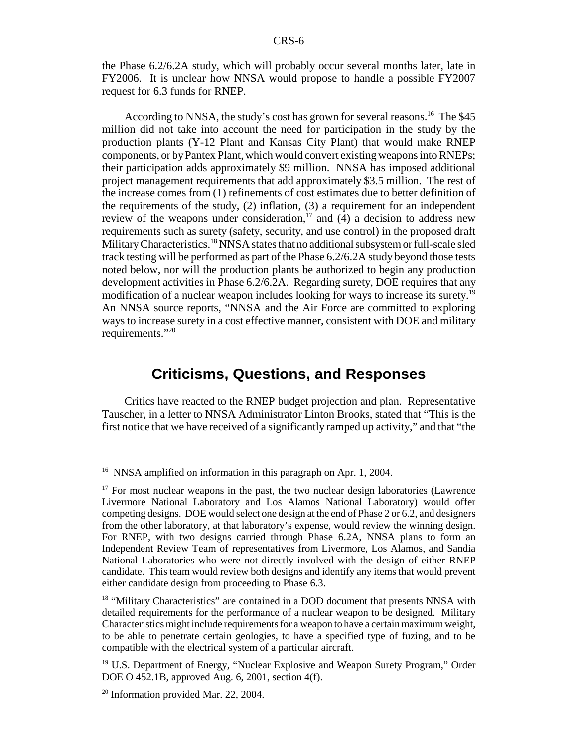the Phase 6.2/6.2A study, which will probably occur several months later, late in FY2006. It is unclear how NNSA would propose to handle a possible FY2007 request for 6.3 funds for RNEP.

According to NNSA, the study's cost has grown for several reasons.[16] The $45 million did not take into account the need for participation in the study by the production plants (Y-12 Plant and Kansas City Plant) that would make RNEP components, or by Pantex Plant, which would convert existing weapons into RNEPs; their participation adds approximately $9 million. NNSA has imposed additional project management requirements that add approximately $3.5 million. The rest of the increase comes from (1) refinements of cost estimates due to better definition of the requirements of the study, (2) inflation, (3) a requirement for an independent review of the weapons under consideration,[17] and (4) a decision to address new requirements such as surety (safety, security, and use control) in the proposed draft Military Characteristics.[18] NNSA states that no additional subsystem or full-scale sled track testing will be performed as part of the Phase 6.2/6.2A study beyond those tests noted below, nor will the production plants be authorized to begin any production development activities in Phase 6.2/6.2A. Regarding surety, DOE requires that any modification of a nuclear weapon includes looking for ways to increase its surety.[19] An NNSA source reports, "NNSA and the Air Force are committed to exploring ways to increase surety in a cost effective manner, consistent with DOE and military requirements."[20]

## Criticisms, Questions, and Responses

Critics have reacted to the RNEP budget projection and plan. Representative Tauscher, in a letter to NNSA Administrator Linton Brooks, stated that "This is the first notice that we have received of a significantly ramped up activity," and that "the

---

[16] NNSA amplified on information in this paragraph on Apr. 1, 2004.

[17] For most nuclear weapons in the past, the two nuclear design laboratories (Lawrence Livermore National Laboratory and Los Alamos National Laboratory) would offer competing designs. DOE would select one design at the end of Phase 2 or 6.2, and designers from the other laboratory, at that laboratory's expense, would review the winning design. For RNEP, with two designs carried through Phase 6.2A, NNSA plans to form an Independent Review Team of representatives from Livermore, Los Alamos, and Sandia National Laboratories who were not directly involved with the design of either RNEP candidate. This team would review both designs and identify any items that would prevent either candidate design from proceeding to Phase 6.3.

[18] "Military Characteristics" are contained in a DOD document that presents NNSA with detailed requirements for the performance of a nuclear weapon to be designed. Military Characteristics might include requirements for a weapon to have a certain maximum weight, to be able to penetrate certain geologies, to have a specified type of fuzing, and to be compatible with the electrical system of a particular aircraft.

[19] U.S. Department of Energy, "Nuclear Explosive and Weapon Surety Program," Order DOE O 452.1B, approved Aug. 6, 2001, section 4(f).

[20] Information provided Mar. 22, 2004.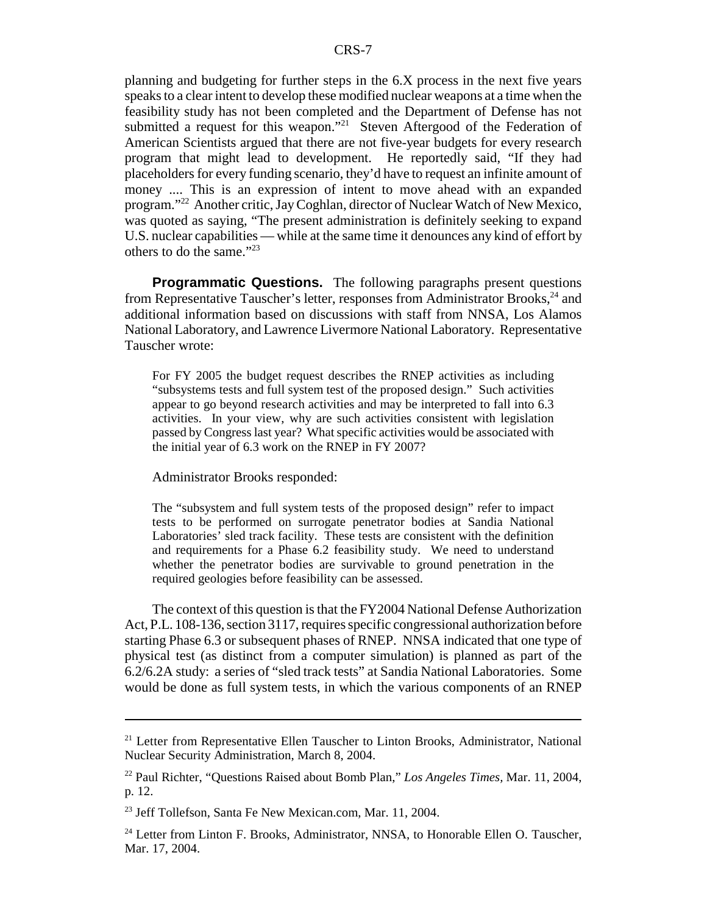planning and budgeting for further steps in the 6.X process in the next five years speaks to a clear intent to develop these modified nuclear weapons at a time when the feasibility study has not been completed and the Department of Defense has not submitted a request for this weapon."[21] Steven Aftergood of the Federation of American Scientists argued that there are not five-year budgets for every research program that might lead to development. He reportedly said, "If they had placeholders for every funding scenario, they'd have to request an infinite amount of money .... This is an expression of intent to move ahead with an expanded program."[22] Another critic, Jay Coghlan, director of Nuclear Watch of New Mexico, was quoted as saying, "The present administration is definitely seeking to expand U.S. nuclear capabilities — while at the same time it denounces any kind of effort by others to do the same."[23]

**Programmatic Questions.** The following paragraphs present questions from Representative Tauscher's letter, responses from Administrator Brooks,[24] and additional information based on discussions with staff from NNSA, Los Alamos National Laboratory, and Lawrence Livermore National Laboratory. Representative Tauscher wrote:

> For FY 2005 the budget request describes the RNEP activities as including "subsystems tests and full system test of the proposed design." Such activities appear to go beyond research activities and may be interpreted to fall into 6.3 activities. In your view, why are such activities consistent with legislation passed by Congress last year? What specific activities would be associated with the initial year of 6.3 work on the RNEP in FY 2007?

Administrator Brooks responded:

> The "subsystem and full system tests of the proposed design" refer to impact tests to be performed on surrogate penetrator bodies at Sandia National Laboratories' sled track facility. These tests are consistent with the definition and requirements for a Phase 6.2 feasibility study. We need to understand whether the penetrator bodies are survivable to ground penetration in the required geologies before feasibility can be assessed.

The context of this question is that the FY2004 National Defense Authorization Act, P.L. 108-136, section 3117, requires specific congressional authorization before starting Phase 6.3 or subsequent phases of RNEP. NNSA indicated that one type of physical test (as distinct from a computer simulation) is planned as part of the 6.2/6.2A study: a series of "sled track tests" at Sandia National Laboratories. Some would be done as full system tests, in which the various components of an RNEP

---

[21] Letter from Representative Ellen Tauscher to Linton Brooks, Administrator, National Nuclear Security Administration, March 8, 2004.

[22] Paul Richter, "Questions Raised about Bomb Plan," *Los Angeles Times*, Mar. 11, 2004, p. 12.

[23] Jeff Tollefson, Santa Fe New Mexican.com, Mar. 11, 2004.

[24] Letter from Linton F. Brooks, Administrator, NNSA, to Honorable Ellen O. Tauscher, Mar. 17, 2004.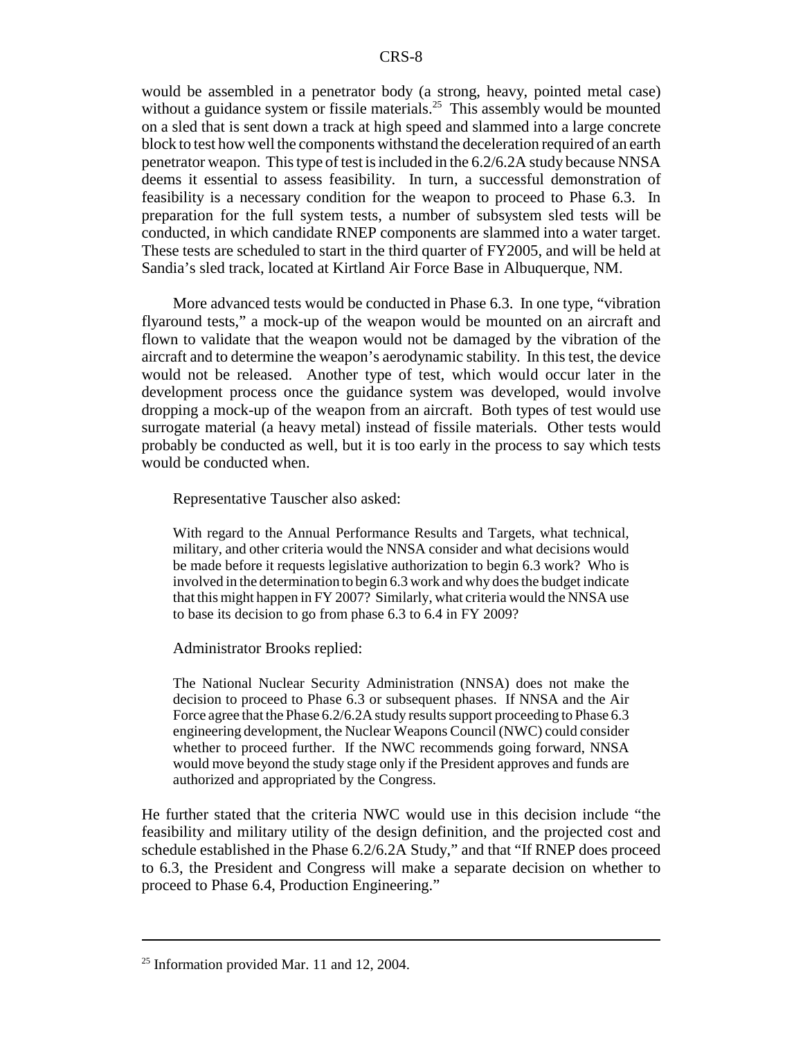would be assembled in a penetrator body (a strong, heavy, pointed metal case) without a guidance system or fissile materials.[25] This assembly would be mounted on a sled that is sent down a track at high speed and slammed into a large concrete block to test how well the components withstand the deceleration required of an earth penetrator weapon. This type of test is included in the 6.2/6.2A study because NNSA deems it essential to assess feasibility. In turn, a successful demonstration of feasibility is a necessary condition for the weapon to proceed to Phase 6.3. In preparation for the full system tests, a number of subsystem sled tests will be conducted, in which candidate RNEP components are slammed into a water target. These tests are scheduled to start in the third quarter of FY2005, and will be held at Sandia's sled track, located at Kirtland Air Force Base in Albuquerque, NM.

More advanced tests would be conducted in Phase 6.3. In one type, "vibration flyaround tests," a mock-up of the weapon would be mounted on an aircraft and flown to validate that the weapon would not be damaged by the vibration of the aircraft and to determine the weapon's aerodynamic stability. In this test, the device would not be released. Another type of test, which would occur later in the development process once the guidance system was developed, would involve dropping a mock-up of the weapon from an aircraft. Both types of test would use surrogate material (a heavy metal) instead of fissile materials. Other tests would probably be conducted as well, but it is too early in the process to say which tests would be conducted when.

Representative Tauscher also asked:

> With regard to the Annual Performance Results and Targets, what technical, military, and other criteria would the NNSA consider and what decisions would be made before it requests legislative authorization to begin 6.3 work? Who is involved in the determination to begin 6.3 work and why does the budget indicate that this might happen in FY 2007? Similarly, what criteria would the NNSA use to base its decision to go from phase 6.3 to 6.4 in FY 2009?

Administrator Brooks replied:

> The National Nuclear Security Administration (NNSA) does not make the decision to proceed to Phase 6.3 or subsequent phases. If NNSA and the Air Force agree that the Phase 6.2/6.2A study results support proceeding to Phase 6.3 engineering development, the Nuclear Weapons Council (NWC) could consider whether to proceed further. If the NWC recommends going forward, NNSA would move beyond the study stage only if the President approves and funds are authorized and appropriated by the Congress.

He further stated that the criteria NWC would use in this decision include "the feasibility and military utility of the design definition, and the projected cost and schedule established in the Phase 6.2/6.2A Study," and that "If RNEP does proceed to 6.3, the President and Congress will make a separate decision on whether to proceed to Phase 6.4, Production Engineering."

---

[25] Information provided Mar. 11 and 12, 2004.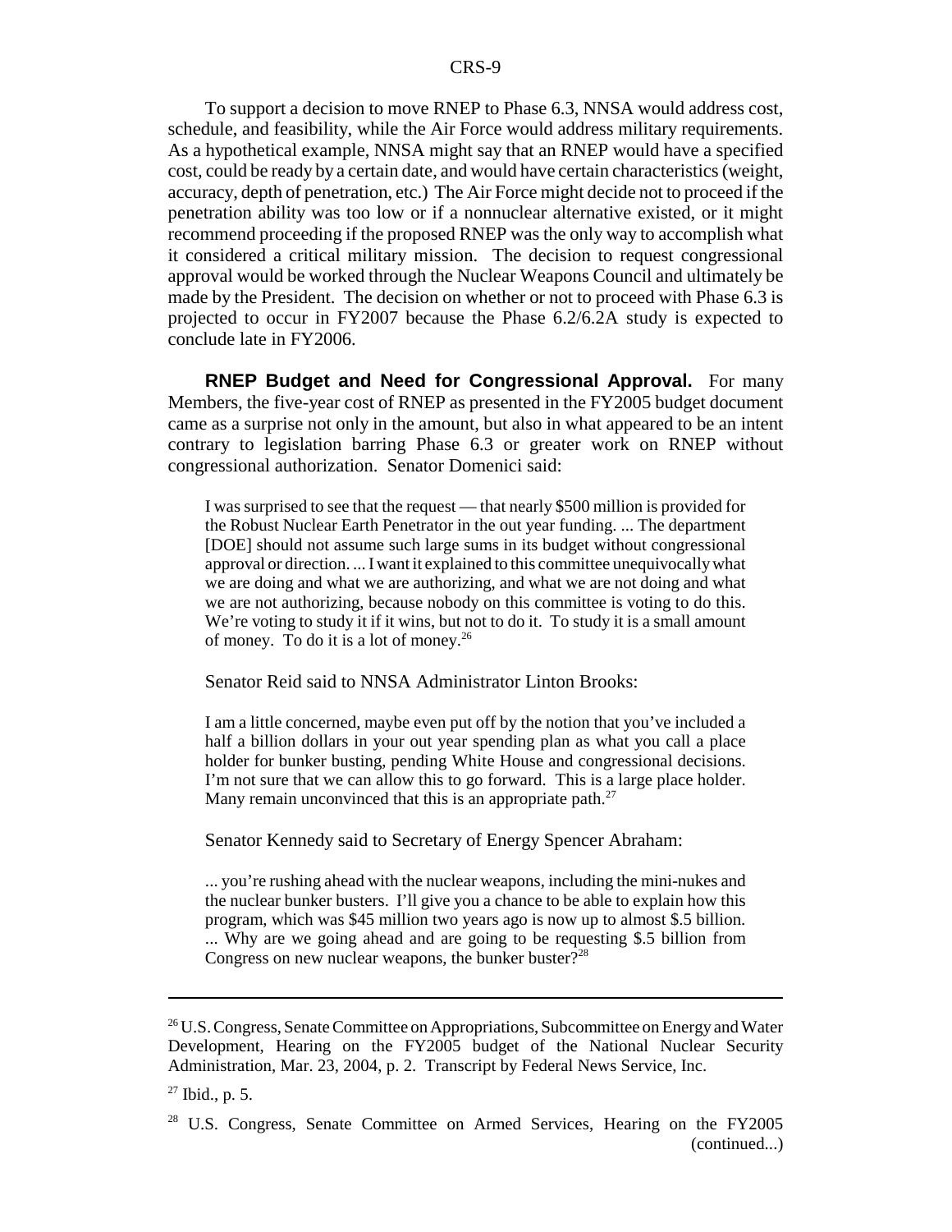To support a decision to move RNEP to Phase 6.3, NNSA would address cost, schedule, and feasibility, while the Air Force would address military requirements. As a hypothetical example, NNSA might say that an RNEP would have a specified cost, could be ready by a certain date, and would have certain characteristics (weight, accuracy, depth of penetration, etc.) The Air Force might decide not to proceed if the penetration ability was too low or if a nonnuclear alternative existed, or it might recommend proceeding if the proposed RNEP was the only way to accomplish what it considered a critical military mission. The decision to request congressional approval would be worked through the Nuclear Weapons Council and ultimately be made by the President. The decision on whether or not to proceed with Phase 6.3 is projected to occur in FY2007 because the Phase 6.2/6.2A study is expected to conclude late in FY2006.

**RNEP Budget and Need for Congressional Approval.** For many Members, the five-year cost of RNEP as presented in the FY2005 budget document came as a surprise not only in the amount, but also in what appeared to be an intent contrary to legislation barring Phase 6.3 or greater work on RNEP without congressional authorization. Senator Domenici said:

> I was surprised to see that the request — that nearly $500 million is provided for the Robust Nuclear Earth Penetrator in the out year funding. ... The department [DOE] should not assume such large sums in its budget without congressional approval or direction. ... I want it explained to this committee unequivocally what we are doing and what we are authorizing, and what we are not doing and what we are not authorizing, because nobody on this committee is voting to do this. We're voting to study it if it wins, but not to do it. To study it is a small amount of money. To do it is a lot of money.[26]

Senator Reid said to NNSA Administrator Linton Brooks:

> I am a little concerned, maybe even put off by the notion that you've included a half a billion dollars in your out year spending plan as what you call a place holder for bunker busting, pending White House and congressional decisions. I'm not sure that we can allow this to go forward. This is a large place holder. Many remain unconvinced that this is an appropriate path.[27]

Senator Kennedy said to Secretary of Energy Spencer Abraham:

> ... you're rushing ahead with the nuclear weapons, including the mini-nukes and the nuclear bunker busters. I'll give you a chance to be able to explain how this program, which was $45 million two years ago is now up to almost $.5 billion. ... Why are we going ahead and are going to be requesting $.5 billion from Congress on new nuclear weapons, the bunker buster?[28]

---

[26] U.S. Congress, Senate Committee on Appropriations, Subcommittee on Energy and Water Development, Hearing on the FY2005 budget of the National Nuclear Security Administration, Mar. 23, 2004, p. 2. Transcript by Federal News Service, Inc.

[27] Ibid., p. 5.

[28] U.S. Congress, Senate Committee on Armed Services, Hearing on the FY2005 (continued...)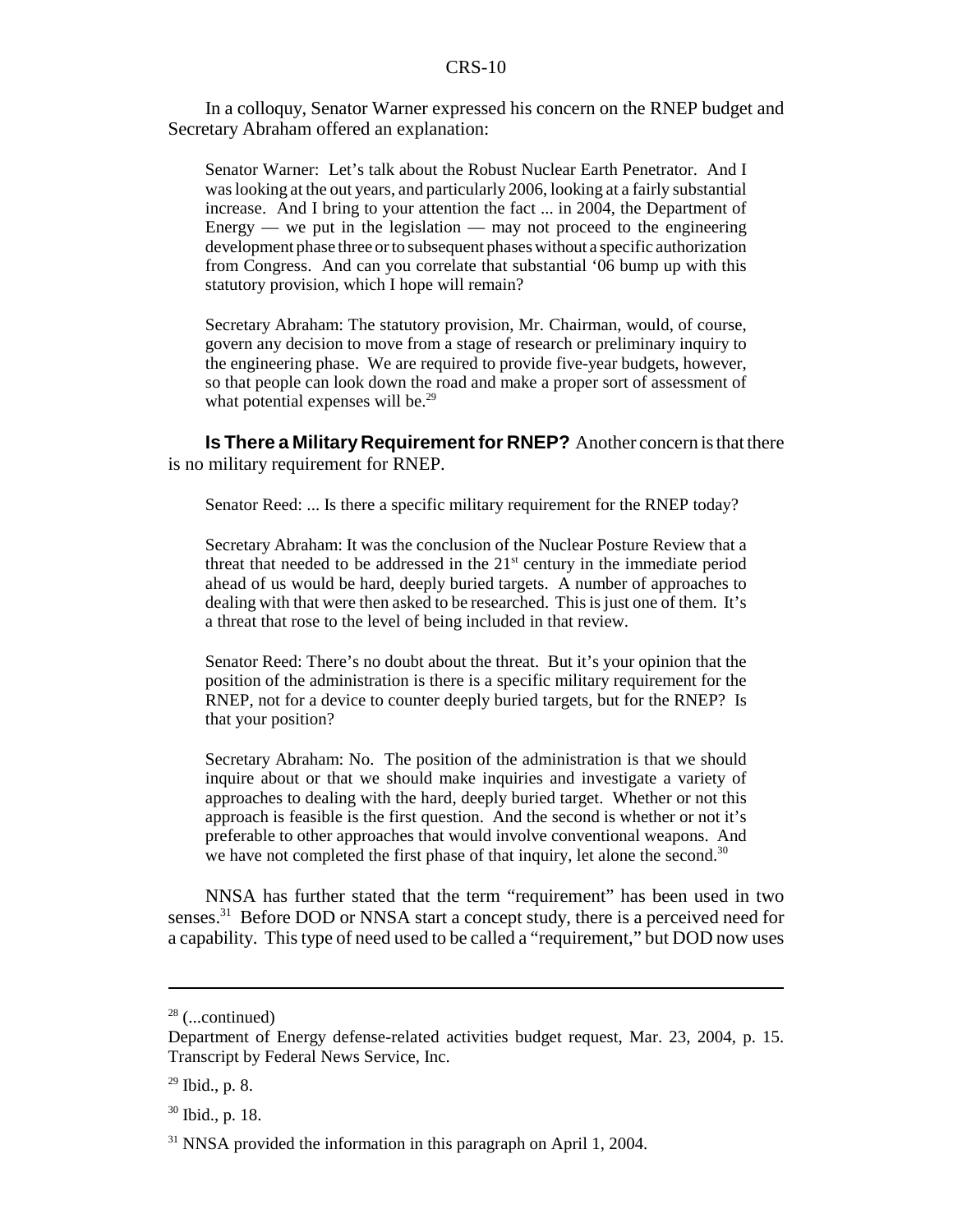In a colloquy, Senator Warner expressed his concern on the RNEP budget and Secretary Abraham offered an explanation:

> Senator Warner: Let's talk about the Robust Nuclear Earth Penetrator. And I was looking at the out years, and particularly 2006, looking at a fairly substantial increase. And I bring to your attention the fact ... in 2004, the Department of Energy — we put in the legislation — may not proceed to the engineering development phase three or to subsequent phases without a specific authorization from Congress. And can you correlate that substantial '06 bump up with this statutory provision, which I hope will remain?
>
> Secretary Abraham: The statutory provision, Mr. Chairman, would, of course, govern any decision to move from a stage of research or preliminary inquiry to the engineering phase. We are required to provide five-year budgets, however, so that people can look down the road and make a proper sort of assessment of what potential expenses will be.[29]

**Is There a Military Requirement for RNEP?** Another concern is that there is no military requirement for RNEP.

> Senator Reed: ... Is there a specific military requirement for the RNEP today?
>
> Secretary Abraham: It was the conclusion of the Nuclear Posture Review that a threat that needed to be addressed in the 21st century in the immediate period ahead of us would be hard, deeply buried targets. A number of approaches to dealing with that were then asked to be researched. This is just one of them. It's a threat that rose to the level of being included in that review.
>
> Senator Reed: There's no doubt about the threat. But it's your opinion that the position of the administration is there is a specific military requirement for the RNEP, not for a device to counter deeply buried targets, but for the RNEP? Is that your position?
>
> Secretary Abraham: No. The position of the administration is that we should inquire about or that we should make inquiries and investigate a variety of approaches to dealing with the hard, deeply buried target. Whether or not this approach is feasible is the first question. And the second is whether or not it's preferable to other approaches that would involve conventional weapons. And we have not completed the first phase of that inquiry, let alone the second.[30]

NNSA has further stated that the term "requirement" has been used in two senses.[31] Before DOD or NNSA start a concept study, there is a perceived need for a capability. This type of need used to be called a "requirement," but DOD now uses

---

[28] (...continued)
Department of Energy defense-related activities budget request, Mar. 23, 2004, p. 15. Transcript by Federal News Service, Inc.

[29] Ibid., p. 8.

[30] Ibid., p. 18.

[31] NNSA provided the information in this paragraph on April 1, 2004.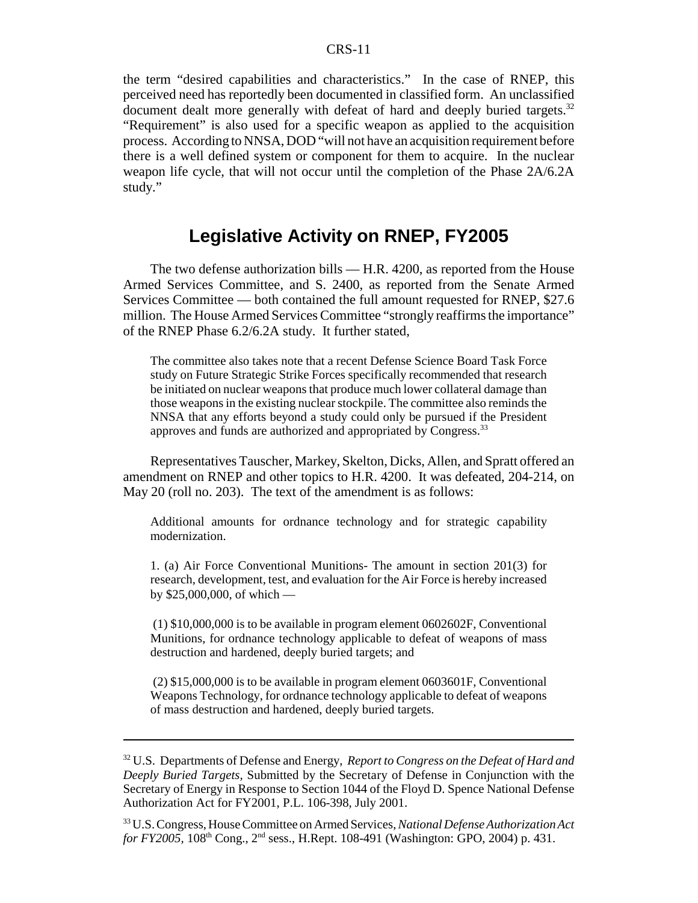the term "desired capabilities and characteristics." In the case of RNEP, this perceived need has reportedly been documented in classified form. An unclassified document dealt more generally with defeat of hard and deeply buried targets.[32] "Requirement" is also used for a specific weapon as applied to the acquisition process. According to NNSA, DOD "will not have an acquisition requirement before there is a well defined system or component for them to acquire. In the nuclear weapon life cycle, that will not occur until the completion of the Phase 2A/6.2A study."

## Legislative Activity on RNEP, FY2005

The two defense authorization bills — H.R. 4200, as reported from the House Armed Services Committee, and S. 2400, as reported from the Senate Armed Services Committee — both contained the full amount requested for RNEP, $27.6 million. The House Armed Services Committee "strongly reaffirms the importance" of the RNEP Phase 6.2/6.2A study. It further stated,

> The committee also takes note that a recent Defense Science Board Task Force study on Future Strategic Strike Forces specifically recommended that research be initiated on nuclear weapons that produce much lower collateral damage than those weapons in the existing nuclear stockpile. The committee also reminds the NNSA that any efforts beyond a study could only be pursued if the President approves and funds are authorized and appropriated by Congress.[33]

Representatives Tauscher, Markey, Skelton, Dicks, Allen, and Spratt offered an amendment on RNEP and other topics to H.R. 4200. It was defeated, 204-214, on May 20 (roll no. 203). The text of the amendment is as follows:

> Additional amounts for ordnance technology and for strategic capability modernization.
>
> 1. (a) Air Force Conventional Munitions- The amount in section 201(3) for research, development, test, and evaluation for the Air Force is hereby increased by $25,000,000, of which —
>
> (1) $10,000,000 is to be available in program element 0602602F, Conventional Munitions, for ordnance technology applicable to defeat of weapons of mass destruction and hardened, deeply buried targets; and
>
> (2) $15,000,000 is to be available in program element 0603601F, Conventional Weapons Technology, for ordnance technology applicable to defeat of weapons of mass destruction and hardened, deeply buried targets.

---

[32] U.S. Departments of Defense and Energy, *Report to Congress on the Defeat of Hard and Deeply Buried Targets,* Submitted by the Secretary of Defense in Conjunction with the Secretary of Energy in Response to Section 1044 of the Floyd D. Spence National Defense Authorization Act for FY2001, P.L. 106-398, July 2001.

[33] U.S. Congress, House Committee on Armed Services, *National Defense Authorization Act for FY2005,* 108th Cong., 2nd sess., H.Rept. 108-491 (Washington: GPO, 2004) p. 431.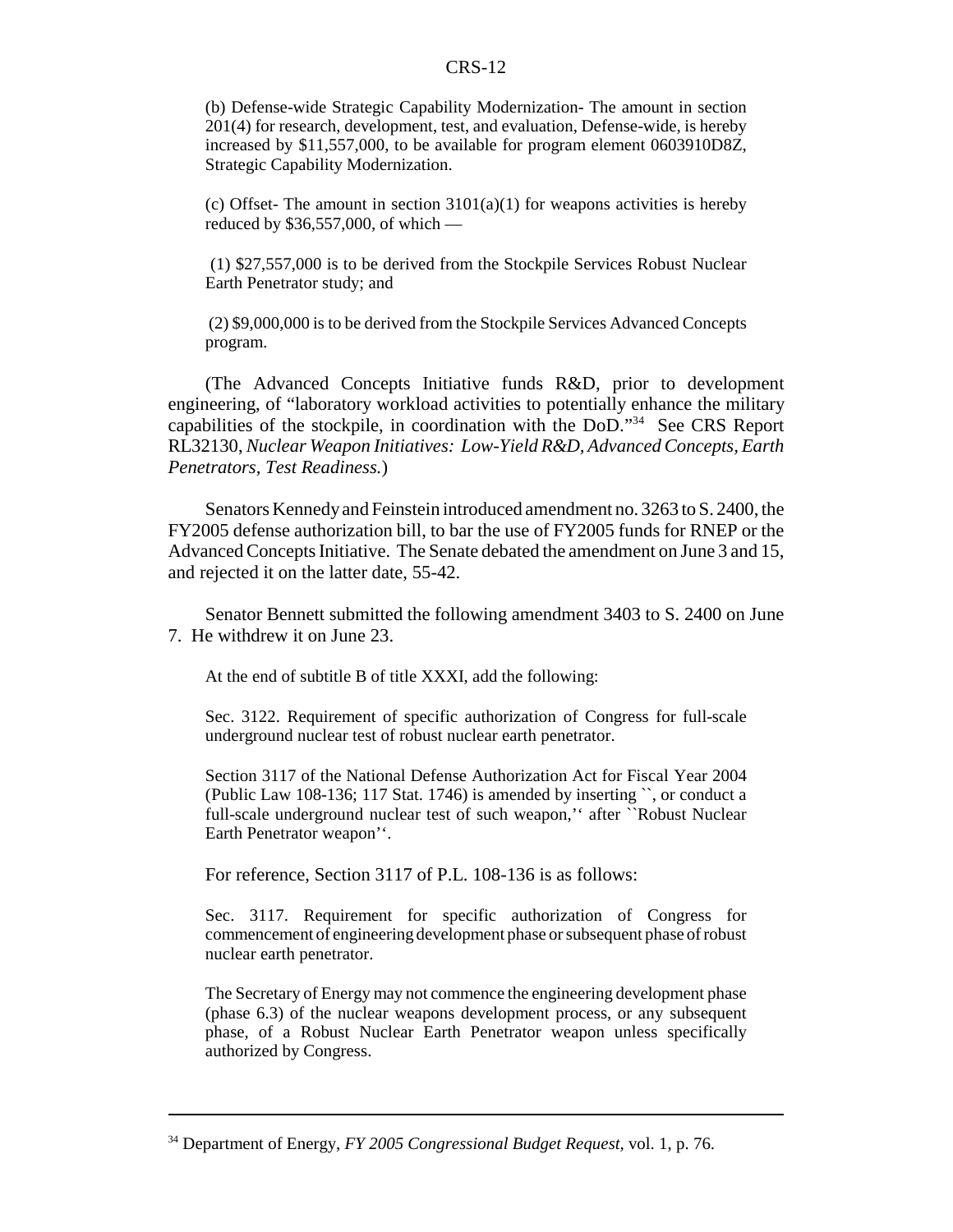(b) Defense-wide Strategic Capability Modernization- The amount in section 201(4) for research, development, test, and evaluation, Defense-wide, is hereby increased by $11,557,000, to be available for program element 0603910D8Z, Strategic Capability Modernization.

(c) Offset- The amount in section 3101(a)(1) for weapons activities is hereby reduced by $36,557,000, of which —

(1) $27,557,000 is to be derived from the Stockpile Services Robust Nuclear Earth Penetrator study; and

(2) $9,000,000 is to be derived from the Stockpile Services Advanced Concepts program.

(The Advanced Concepts Initiative funds R&D, prior to development engineering, of "laboratory workload activities to potentially enhance the military capabilities of the stockpile, in coordination with the DoD."[34] See CRS Report RL32130, *Nuclear Weapon Initiatives: Low-Yield R&D, Advanced Concepts, Earth Penetrators, Test Readiness.*)

Senators Kennedy and Feinstein introduced amendment no. 3263 to S. 2400, the FY2005 defense authorization bill, to bar the use of FY2005 funds for RNEP or the Advanced Concepts Initiative. The Senate debated the amendment on June 3 and 15, and rejected it on the latter date, 55-42.

Senator Bennett submitted the following amendment 3403 to S. 2400 on June 7. He withdrew it on June 23.

At the end of subtitle B of title XXXI, add the following:

Sec. 3122. Requirement of specific authorization of Congress for full-scale underground nuclear test of robust nuclear earth penetrator.

Section 3117 of the National Defense Authorization Act for Fiscal Year 2004 (Public Law 108-136; 117 Stat. 1746) is amended by inserting ``, or conduct a full-scale underground nuclear test of such weapon,'' after ``Robust Nuclear Earth Penetrator weapon''.

For reference, Section 3117 of P.L. 108-136 is as follows:

Sec. 3117. Requirement for specific authorization of Congress for commencement of engineering development phase or subsequent phase of robust nuclear earth penetrator.

The Secretary of Energy may not commence the engineering development phase (phase 6.3) of the nuclear weapons development process, or any subsequent phase, of a Robust Nuclear Earth Penetrator weapon unless specifically authorized by Congress.

---

[34] Department of Energy, *FY 2005 Congressional Budget Request*, vol. 1, p. 76.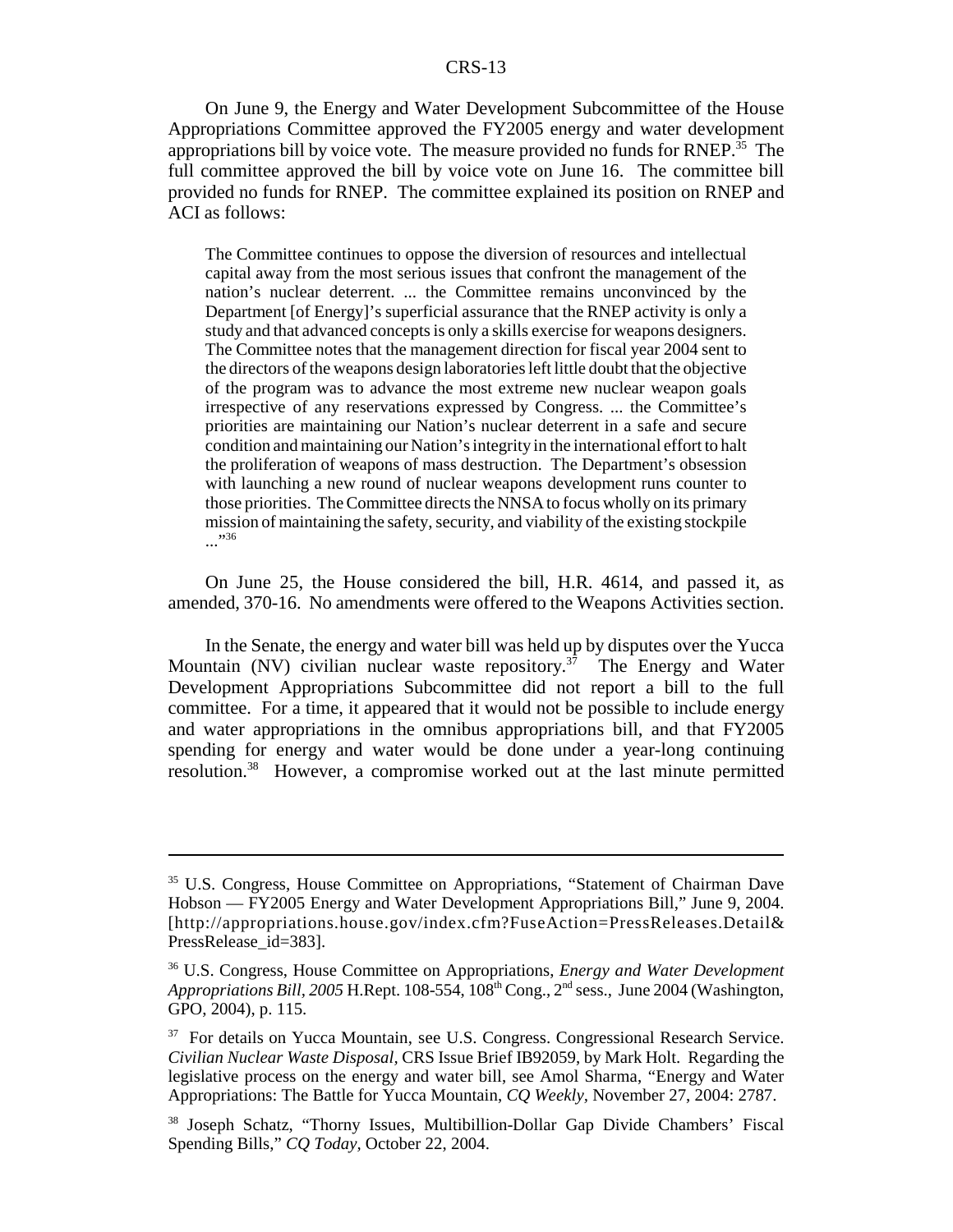On June 9, the Energy and Water Development Subcommittee of the House Appropriations Committee approved the FY2005 energy and water development appropriations bill by voice vote. The measure provided no funds for RNEP.[35] The full committee approved the bill by voice vote on June 16. The committee bill provided no funds for RNEP. The committee explained its position on RNEP and ACI as follows:

> The Committee continues to oppose the diversion of resources and intellectual capital away from the most serious issues that confront the management of the nation's nuclear deterrent. ... the Committee remains unconvinced by the Department [of Energy]'s superficial assurance that the RNEP activity is only a study and that advanced concepts is only a skills exercise for weapons designers. The Committee notes that the management direction for fiscal year 2004 sent to the directors of the weapons design laboratories left little doubt that the objective of the program was to advance the most extreme new nuclear weapon goals irrespective of any reservations expressed by Congress. ... the Committee's priorities are maintaining our Nation's nuclear deterrent in a safe and secure condition and maintaining our Nation's integrity in the international effort to halt the proliferation of weapons of mass destruction. The Department's obsession with launching a new round of nuclear weapons development runs counter to those priorities. The Committee directs the NNSA to focus wholly on its primary mission of maintaining the safety, security, and viability of the existing stockpile ..."[36]

On June 25, the House considered the bill, H.R. 4614, and passed it, as amended, 370-16. No amendments were offered to the Weapons Activities section.

In the Senate, the energy and water bill was held up by disputes over the Yucca Mountain (NV) civilian nuclear waste repository.[37] The Energy and Water Development Appropriations Subcommittee did not report a bill to the full committee. For a time, it appeared that it would not be possible to include energy and water appropriations in the omnibus appropriations bill, and that FY2005 spending for energy and water would be done under a year-long continuing resolution.[38] However, a compromise worked out at the last minute permitted

---

[35] U.S. Congress, House Committee on Appropriations, "Statement of Chairman Dave Hobson — FY2005 Energy and Water Development Appropriations Bill," June 9, 2004. [http://appropriations.house.gov/index.cfm?FuseAction=PressReleases.Detail&PressRelease_id=383].

[36] U.S. Congress, House Committee on Appropriations, *Energy and Water Development Appropriations Bill, 2005* H.Rept. 108-554, 108th Cong., 2nd sess., June 2004 (Washington, GPO, 2004), p. 115.

[37] For details on Yucca Mountain, see U.S. Congress. Congressional Research Service. *Civilian Nuclear Waste Disposal,* CRS Issue Brief IB92059, by Mark Holt. Regarding the legislative process on the energy and water bill, see Amol Sharma, "Energy and Water Appropriations: The Battle for Yucca Mountain, *CQ Weekly,* November 27, 2004: 2787.

[38] Joseph Schatz, "Thorny Issues, Multibillion-Dollar Gap Divide Chambers' Fiscal Spending Bills," *CQ Today,* October 22, 2004.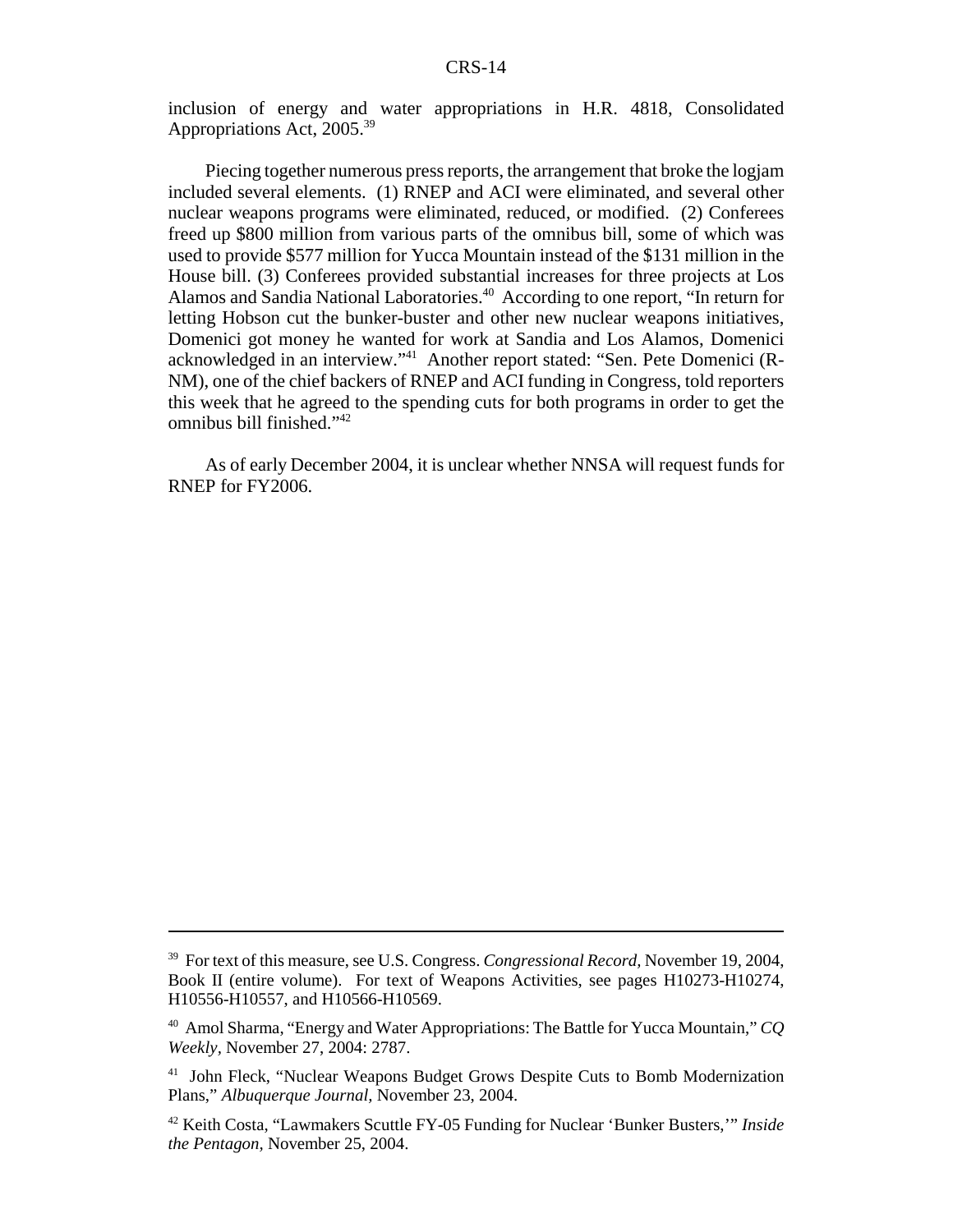inclusion of energy and water appropriations in H.R. 4818, Consolidated Appropriations Act, 2005.[39]

Piecing together numerous press reports, the arrangement that broke the logjam included several elements. (1) RNEP and ACI were eliminated, and several other nuclear weapons programs were eliminated, reduced, or modified. (2) Conferees freed up $800 million from various parts of the omnibus bill, some of which was used to provide $577 million for Yucca Mountain instead of the $131 million in the House bill. (3) Conferees provided substantial increases for three projects at Los Alamos and Sandia National Laboratories.[40] According to one report, "In return for letting Hobson cut the bunker-buster and other new nuclear weapons initiatives, Domenici got money he wanted for work at Sandia and Los Alamos, Domenici acknowledged in an interview."[41] Another report stated: "Sen. Pete Domenici (R-NM), one of the chief backers of RNEP and ACI funding in Congress, told reporters this week that he agreed to the spending cuts for both programs in order to get the omnibus bill finished."[42]

As of early December 2004, it is unclear whether NNSA will request funds for RNEP for FY2006.

---

[39] For text of this measure, see U.S. Congress. *Congressional Record*, November 19, 2004, Book II (entire volume). For text of Weapons Activities, see pages H10273-H10274, H10556-H10557, and H10566-H10569.

[40] Amol Sharma, "Energy and Water Appropriations: The Battle for Yucca Mountain," *CQ Weekly*, November 27, 2004: 2787.

[41] John Fleck, "Nuclear Weapons Budget Grows Despite Cuts to Bomb Modernization Plans," *Albuquerque Journal*, November 23, 2004.

[42] Keith Costa, "Lawmakers Scuttle FY-05 Funding for Nuclear 'Bunker Busters,'" *Inside the Pentagon*, November 25, 2004.